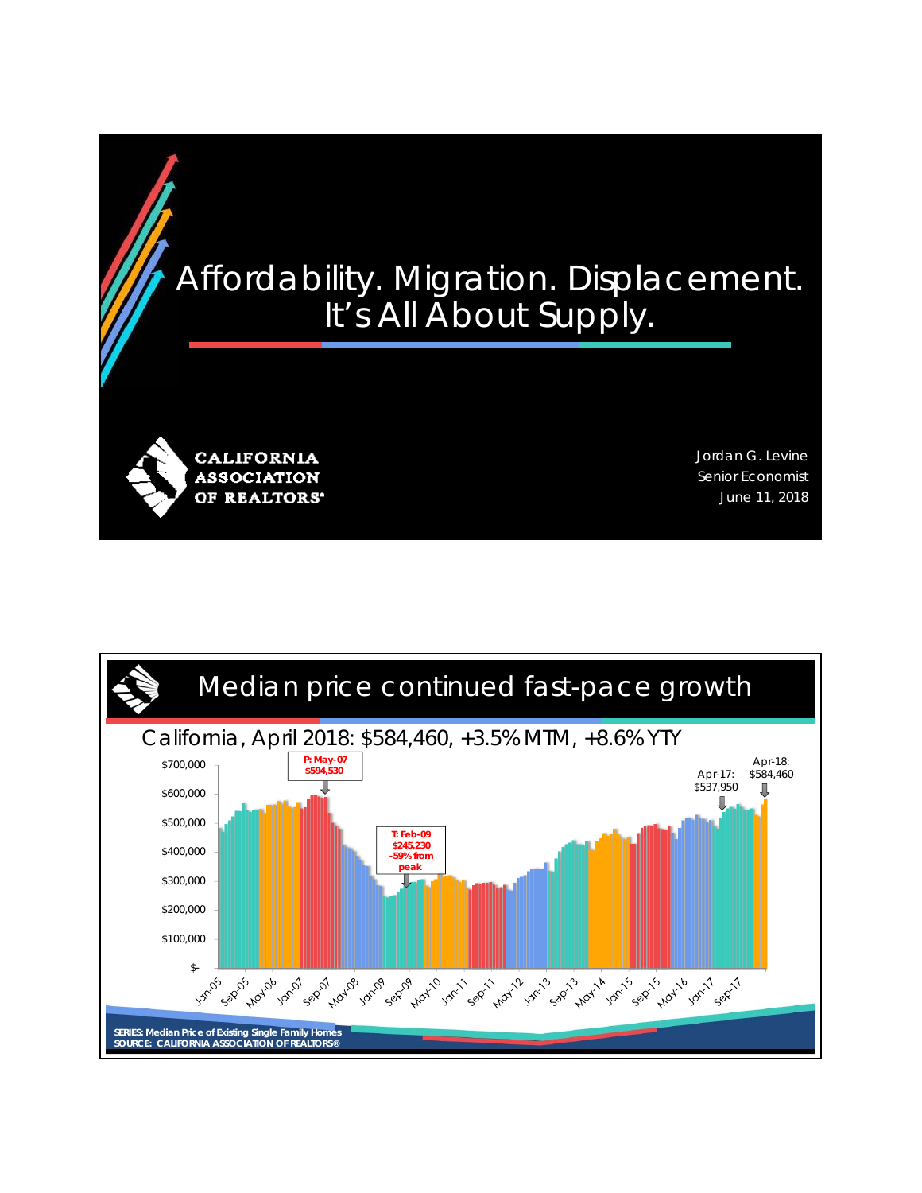# Affordability. Migration. Displacement. It's All About Supply.

CALIFORNIA ASSOCIATION OF REALTORS®

Jordan G. Levine
Senior Economist
June 11, 2018

## Median price continued fast-pace growth

California, April 2018: $584,460, +3.5% MTM, +8.6% YTY

P: May-07 $594,530

T: Feb-09 $245,230 -59% from peak

Apr-17: $537,950

Apr-18: $584,460

SERIES: Median Price of Existing Single Family Homes
SOURCE: CALIFORNIA ASSOCIATION OF REALTORS®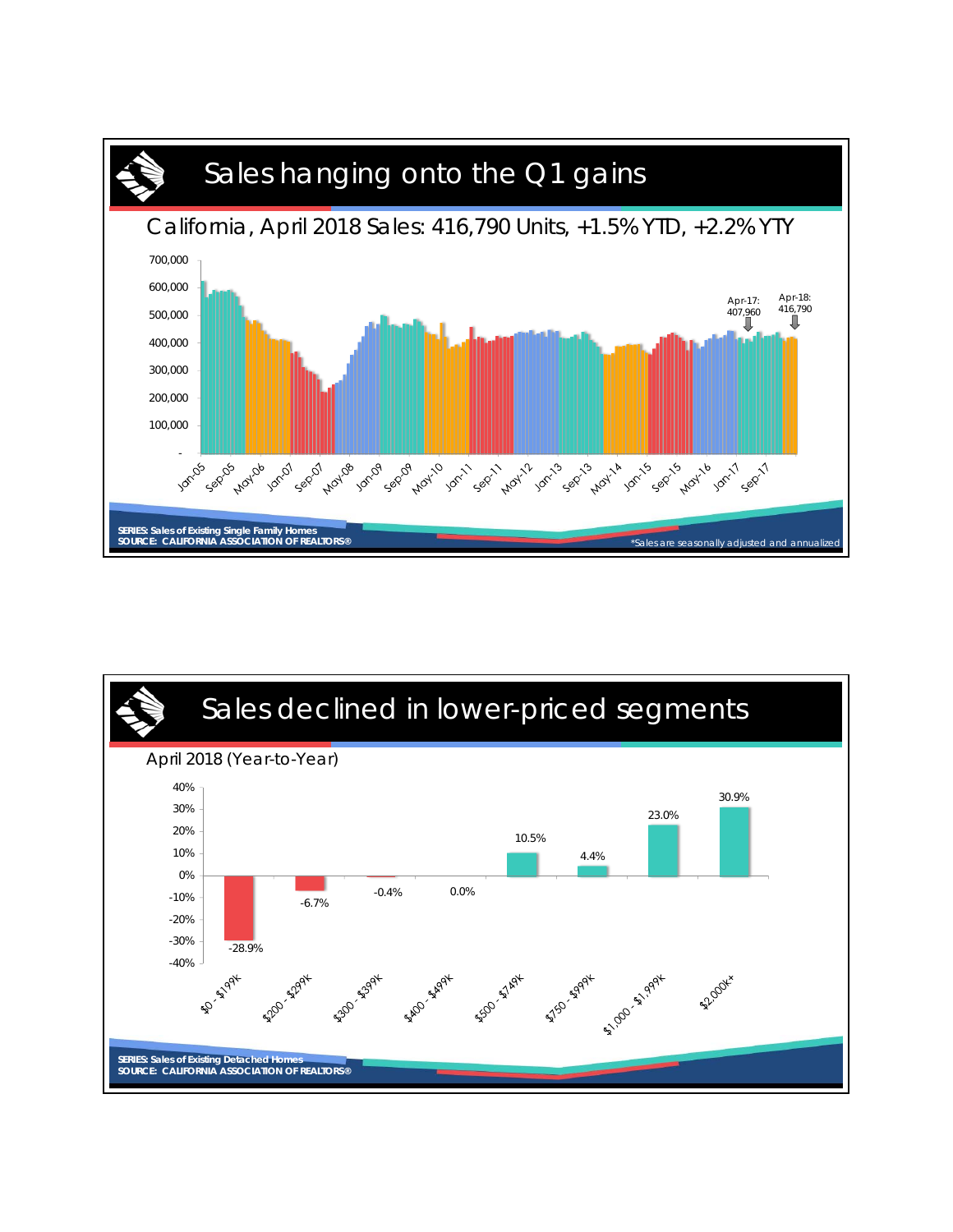# Sales hanging onto the Q1 gains

California, April 2018 Sales: 416,790 Units, +1.5% YTD, +2.2% YTY

Apr-17: 407,960

Apr-18: 416,790

SERIES: Sales of Existing Single Family Homes
SOURCE: CALIFORNIA ASSOCIATION OF REALTORS®

*Sales are seasonally adjusted and annualized

# Sales declined in lower-priced segments

April 2018 (Year-to-Year)

| Price Range | Change |
|---|---|
| $0 - $199k | -28.9% |
| $200 - $299k | -6.7% |
| $300 - $399k | -0.4% |
| $400 - $499k | 0.0% |
| $500 - $749k | 10.5% |
| $750 - $999k | 4.4% |
| $1,000 - $1,999k | 23.0% |
| $2,000k+ | 30.9% |

SERIES: Sales of Existing Detached Homes
SOURCE: CALIFORNIA ASSOCIATION OF REALTORS®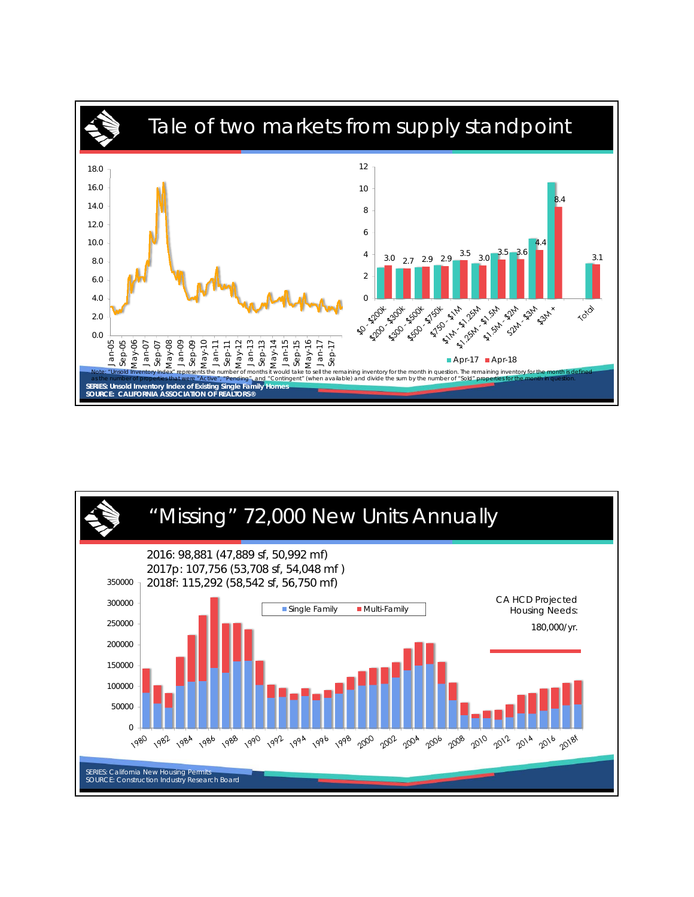# Tale of two markets from supply standpoint

| Price Range | Apr-17 | Apr-18 |
| --- | --- | --- |
| $0 - $200k | | 3.0 |
| $200 - $300k | | 2.7 |
| $300 - $500k | | 2.9 |
| $500 - $750k | | 2.9 |
| $750 - $1M | | 3.5 |
| $1M - $1.25M | | 3.0 |
| $1.25M - $1.5M | | 3.5 |
| $1.5M - $2M | | 3.6 |
| $2M - $3M | | 4.4 |
| $3M + | | 8.4 |
| Total | | 3.1 |

Note: "Unsold Inventory Index" represents the number of months it would take to sell the remaining inventory for the month in question. The remaining inventory for the month is defined as the number of properties that were "Active", "Pending", and "Contingent" (when available) and divide the sum by the number of "Sold" properties for the month in question.

**SERIES: Unsold Inventory Index of Existing Single Family Homes**
**SOURCE: CALIFORNIA ASSOCIATION OF REALTORS®**

# "Missing" 72,000 New Units Annually

2016: 98,881 (47,889 sf, 50,992 mf)
2017p: 107,756 (53,708 sf, 54,048 mf )
2018f: 115,292 (58,542 sf, 56,750 mf)

CA HCD Projected Housing Needs: 180,000/yr.

SERIES: California New Housing Permits
SOURCE: Construction Industry Research Board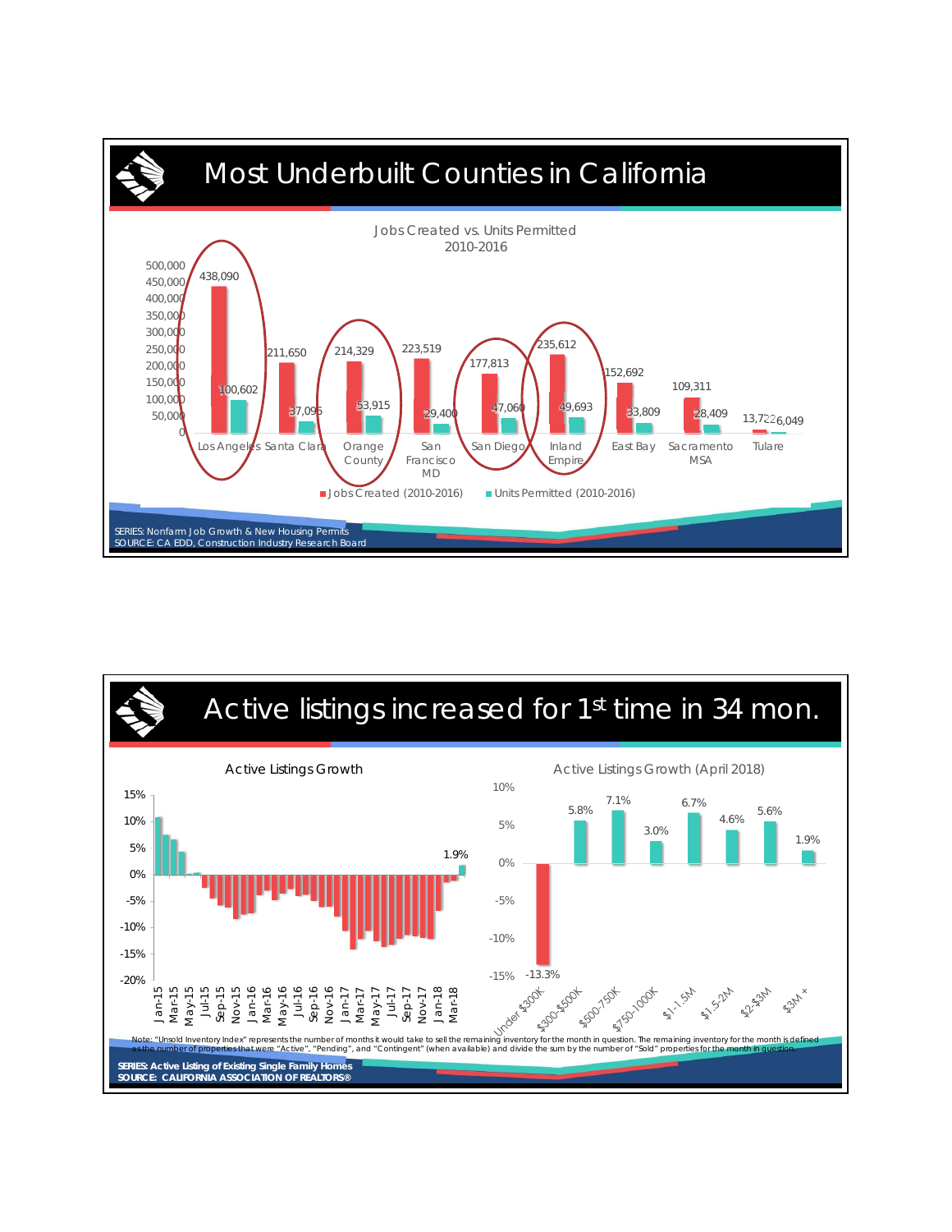# Most Underbuilt Counties in California

Jobs Created vs. Units Permitted 2010-2016

| | Jobs Created (2010-2016) | Units Permitted (2010-2016) |
|---|---|---|
| Los Angeles | 438,090 | 100,602 |
| Santa Clara | 211,650 | 37,096 |
| Orange County | 214,329 | 53,915 |
| San Francisco MD | 223,519 | 29,400 |
| San Diego | 177,813 | 47,060 |
| Inland Empire | 235,612 | 49,693 |
| East Bay | 152,692 | 33,809 |
| Sacramento MSA | 109,311 | 28,409 |
| Tulare | 13,722 | 6,049 |

SERIES: Nonfarm Job Growth & New Housing Permits
SOURCE: CA EDD, Construction Industry Research Board

# Active listings increased for 1st time in 34 mon.

Active Listings Growth

Active Listings Growth (April 2018)

| Price Range | Growth |
|---|---|
| Under $300K | -13.3% |
| $300-$500K | 5.8% |
| $500-750K | 7.1% |
| $750-1000K | 3.0% |
| $1-1.5M | 6.7% |
| $1.5-2M | 4.6% |
| $2-$3M | 5.6% |
| $3M + | 1.9% |

Note: "Unsold Inventory Index" represents the number of months it would take to sell the remaining inventory for the month in question. The remaining inventory for the month is defined as the number of properties that were "Active", "Pending", and "Contingent" (when available) and divide the sum by the number of "Sold" properties for the month in question.

**SERIES: Active Listing of Existing Single Family Homes**
**SOURCE: CALIFORNIA ASSOCIATION OF REALTORS®**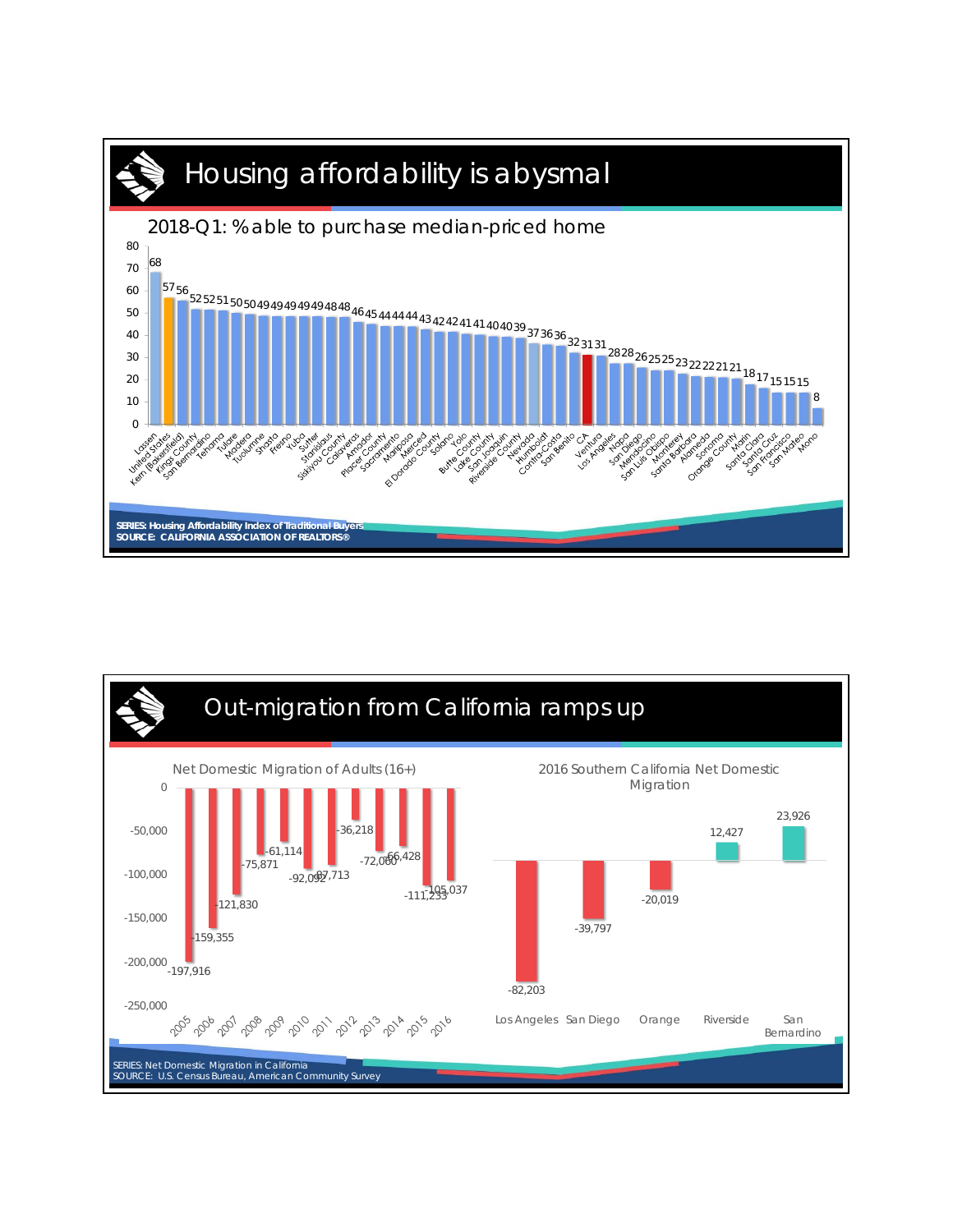# Housing affordability is abysmal

## 2018-Q1: % able to purchase median-priced home

| Region | % |
|---|---|
| Lassen | 68 |
| United States | 57 |
| Kern (Bakersfield) | 56 |
| Kings County | 52 |
| San Bernardino | 52 |
| Tehama | 51 |
| Tulare | 50 |
| Madera | 50 |
| Tuolumne | 49 |
| Shasta | 49 |
| Fresno | 49 |
| Yuba | 49 |
| Sutter | 49 |
| Stanislaus | 48 |
| Siskiyou County | 48 |
| Calaveras | 46 |
| Amador | 45 |
| Placer County | 44 |
| Sacramento | 44 |
| Mariposa | 44 |
| Merced | 43 |
| El Dorado County | 42 |
| Solano | 42 |
| Yolo | 41 |
| Butte County | 41 |
| Lake County | 40 |
| San Joaquin | 40 |
| Riverside County | 39 |
| Nevada | 37 |
| Humboldt | 36 |
| Contra-Costa | 36 |
| San Benito | 32 |
| CA | 31 |
| Ventura | 31 |
| Los Angeles | 28 |
| Napa | 28 |
| San Diego | 26 |
| Mendocino | 25 |
| San Luis Obispo | 25 |
| Monterey | 23 |
| Santa Barbara | 22 |
| Alameda | 22 |
| Sonoma | 21 |
| Orange County | 21 |
| Marin | 18 |
| Santa Clara | 17 |
| Santa Cruz | 15 |
| San Francisco | 15 |
| San Mateo | 15 |
| Mono | 8 |

**SERIES: Housing Affordability Index of Traditional Buyers**
**SOURCE: CALIFORNIA ASSOCIATION OF REALTORS®**

# Out-migration from California ramps up

## Net Domestic Migration of Adults (16+)

| Year | Net Migration |
|---|---|
| 2005 | -197,916 |
| 2006 | -159,355 |
| 2007 | -121,830 |
| 2008 | -75,871 |
| 2009 | -61,114 |
| 2010 | -92,092 |
| 2011 | -87,713 |
| 2012 | -36,218 |
| 2013 | -72,060 |
| 2014 | -66,428 |
| 2015 | -111,233 |
| 2016 | -105,037 |

## 2016 Southern California Net Domestic Migration

| County | Net Migration |
|---|---|
| Los Angeles | -82,203 |
| San Diego | -39,797 |
| Orange | -20,019 |
| Riverside | 12,427 |
| San Bernardino | 23,926 |

SERIES: Net Domestic Migration in California
SOURCE: U.S. Census Bureau, American Community Survey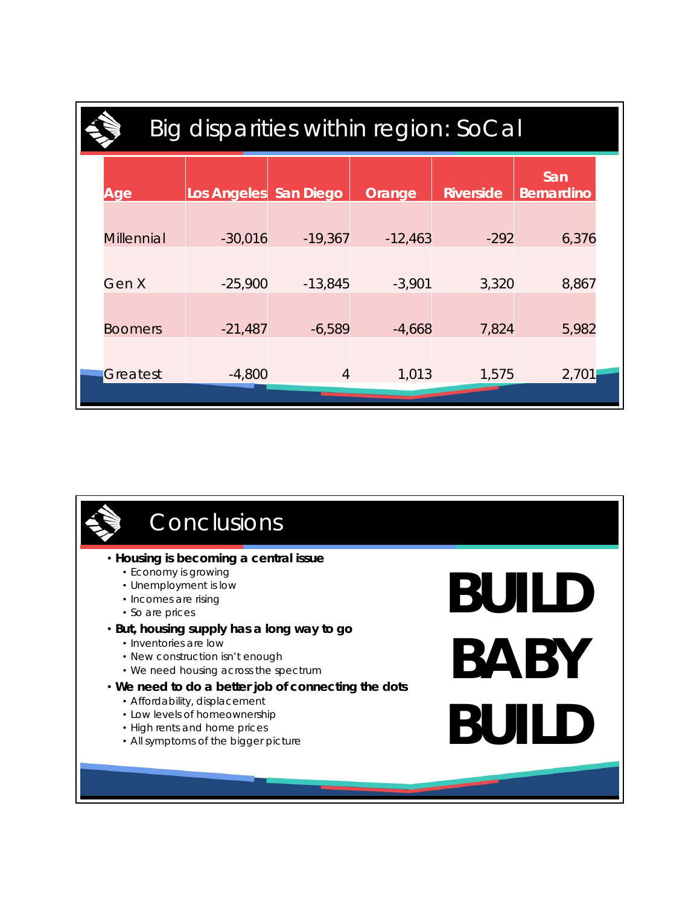## Big disparities within region: SoCal

| Age | Los Angeles | San Diego | Orange | Riverside | San Bernardino |
|---|---|---|---|---|---|
| Millennial | -30,016 | -19,367 | -12,463 | -292 | 6,376 |
| Gen X | -25,900 | -13,845 | -3,901 | 3,320 | 8,867 |
| Boomers | -21,487 | -6,589 | -4,668 | 7,824 | 5,982 |
| Greatest | -4,800 | 4 | 1,013 | 1,575 | 2,701 |

## Conclusions

- **Housing is becoming a central issue**
  - Economy is growing
  - Unemployment is low
  - Incomes are rising
  - So are prices
- **But, housing supply has a long way to go**
  - Inventories are low
  - New construction isn't enough
  - We need housing across the spectrum
- **We need to do a better job of connecting the dots**
  - Affordability, displacement
  - Low levels of homeownership
  - High rents and home prices
  - All symptoms of the bigger picture

**BUILD BABY BUILD**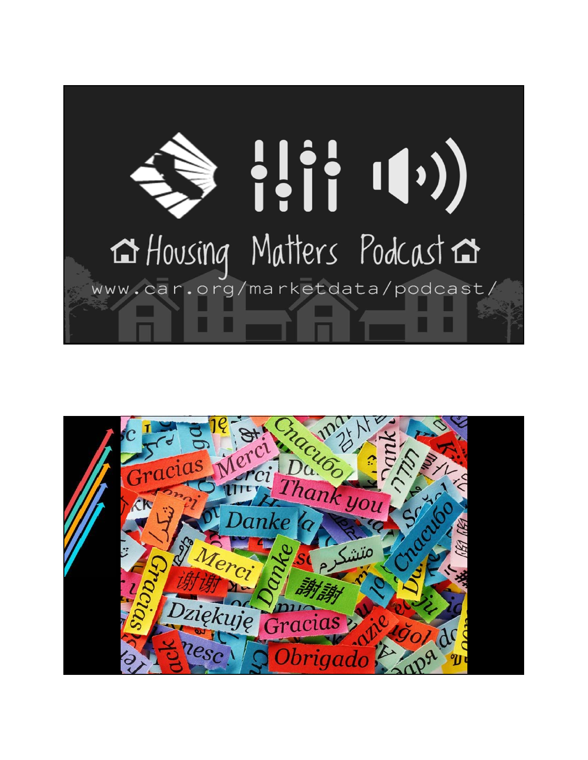Housing Matters Podcast

www.car.org/marketdata/podcast/